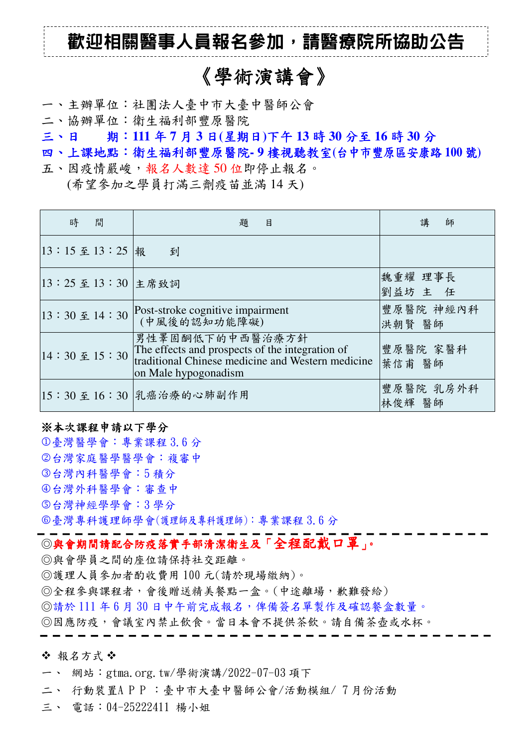**歡迎相關醫事人員報名參加，請醫療院所協助公告**

# 《學術演講會》

一、主辦單位：社團法人臺中市大臺中醫師公會

二、協辦單位：衛生福利部豐原醫院

**三、日　　期：111 年 7 月 3 日(星期日)下午 13 時 30 分至 16 時 30 分**

**四、上課地點：衛生福利部豐原醫院- 9 樓視聽教室(台中市豐原區安康路 100 號)**

五、因疫情嚴峻，報名人數達 50 位即停止報名。

(希望參加之學員打滿三劑疫苗並滿 14 天)

| 時　間 | 題　目 | 講　師 |
|---|---|---|
| 13：15 至 13：25 | 報　到 | |
| 13：25 至 13：30 | 主席致詞 | 魏重耀 理事長<br>劉益坊 主　任 |
| 13：30 至 14：30 | Post-stroke cognitive impairment<br>(中風後的認知功能障礙) | 豐原醫院 神經內科<br>洪朝賢 醫師 |
| 14：30 至 15：30 | 男性睪固酮低下的中西醫治療方針<br>The effects and prospects of the integration of traditional Chinese medicine and Western medicine on Male hypogonadism | 豐原醫院 家醫科<br>葉信甫 醫師 |
| 15：30 至 16：30 | 乳癌治療的心肺副作用 | 豐原醫院 乳房外科<br>林俊輝 醫師 |

**※本次課程申請以下學分**

①臺灣醫學會：專業課程 3.6 分

②台灣家庭醫學醫學會：複審中

③台灣內科醫學會：5 積分

④台灣外科醫學會：審查中

⑤台灣神經學學會：3 學分

⑥臺灣專科護理師學會(護理師及專科護理師)：專業課程 3.6 分

---

◎**與會期間請配合防疫落實手部清潔衛生及「全程配戴口罩」。**

◎與會學員之間的座位請保持社交距離。

◎護理人員參加者酌收費用 100 元(請於現場繳納)。

◎全程參與課程者，會後贈送精美餐點一盒。(中途離場，歉難發給)

◎請於 111 年 6 月 30 日中午前完成報名，俾備簽名單製作及確認餐盒數量。

◎因應防疫，會議室內禁止飲食。當日本會不提供茶飲。請自備茶壺或水杯。

---

❖ 報名方式 ❖

一、　網站：gtma.org.tw/學術演講/2022-07-03 項下

二、　行動裝置ＡＰＰ：臺中市大臺中醫師公會/活動模組/ 7 月份活動

三、　電話：04-25222411 楊小姐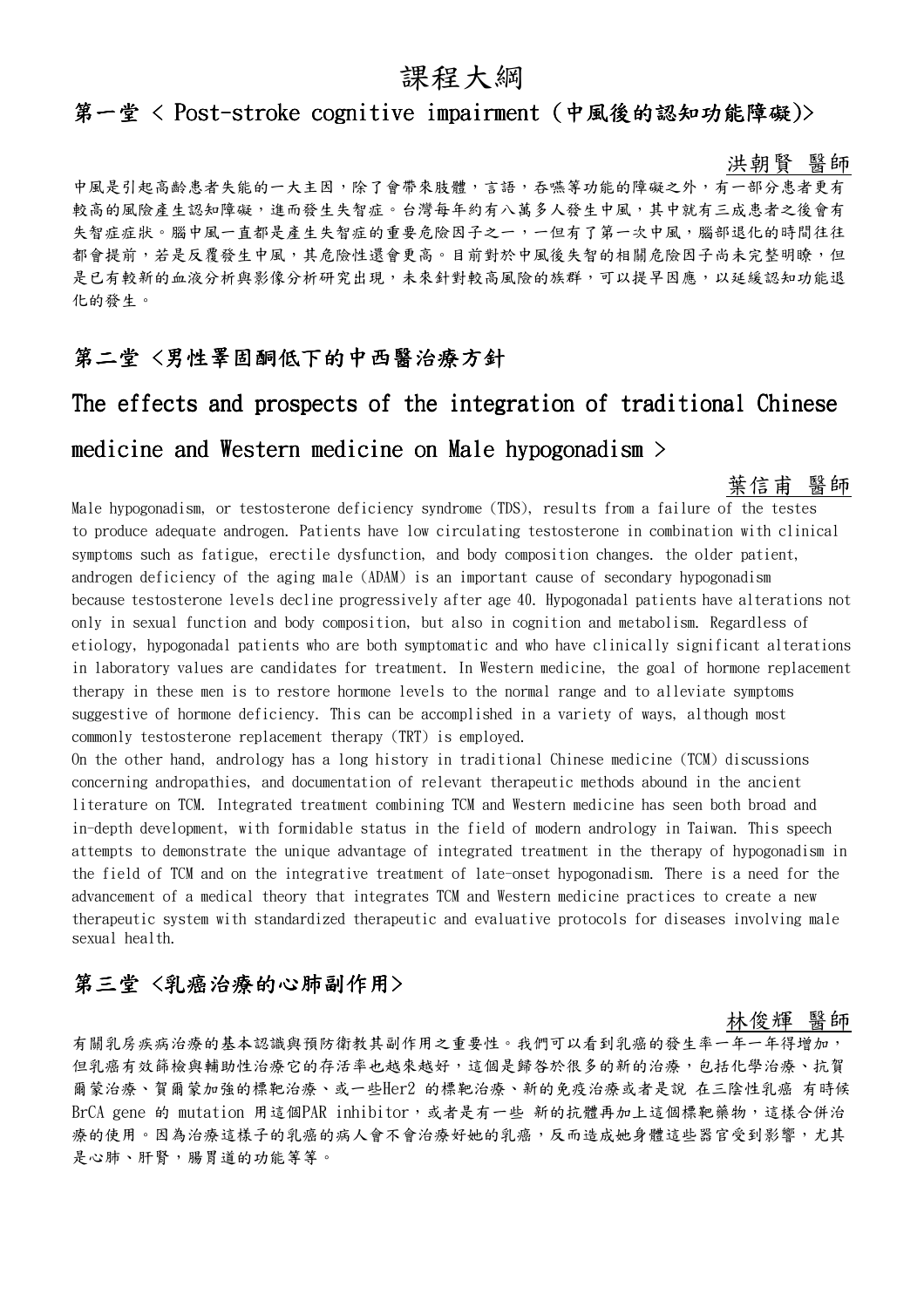# 課程大綱

## 第一堂 < Post-stroke cognitive impairment (中風後的認知功能障礙)>

洪朝賢 醫師

中風是引起高齡患者失能的一大主因，除了會帶來肢體，言語，吞嚥等功能的障礙之外，有一部分患者更有較高的風險產生認知障礙，進而發生失智症。台灣每年約有八萬多人發生中風，其中就有三成患者之後會有失智症症狀。腦中風一直都是產生失智症的重要危險因子之一，一但有了第一次中風，腦部退化的時間往往都會提前，若是反覆發生中風，其危險性還會更高。目前對於中風後失智的相關危險因子尚未完整明瞭，但是已有較新的血液分析與影像分析研究出現，未來針對較高風險的族群，可以提早因應，以延緩認知功能退化的發生。

## 第二堂 <男性睪固酮低下的中西醫治療方針 The effects and prospects of the integration of traditional Chinese medicine and Western medicine on Male hypogonadism >

葉信甫 醫師

Male hypogonadism, or testosterone deficiency syndrome (TDS), results from a failure of the testes to produce adequate androgen. Patients have low circulating testosterone in combination with clinical symptoms such as fatigue, erectile dysfunction, and body composition changes. the older patient, androgen deficiency of the aging male (ADAM) is an important cause of secondary hypogonadism because testosterone levels decline progressively after age 40. Hypogonadal patients have alterations not only in sexual function and body composition, but also in cognition and metabolism. Regardless of etiology, hypogonadal patients who are both symptomatic and who have clinically significant alterations in laboratory values are candidates for treatment. In Western medicine, the goal of hormone replacement therapy in these men is to restore hormone levels to the normal range and to alleviate symptoms suggestive of hormone deficiency. This can be accomplished in a variety of ways, although most commonly testosterone replacement therapy (TRT) is employed.

On the other hand, andrology has a long history in traditional Chinese medicine (TCM) discussions concerning andropathies, and documentation of relevant therapeutic methods abound in the ancient literature on TCM. Integrated treatment combining TCM and Western medicine has seen both broad and in-depth development, with formidable status in the field of modern andrology in Taiwan. This speech attempts to demonstrate the unique advantage of integrated treatment in the therapy of hypogonadism in the field of TCM and on the integrative treatment of late-onset hypogonadism. There is a need for the advancement of a medical theory that integrates TCM and Western medicine practices to create a new therapeutic system with standardized therapeutic and evaluative protocols for diseases involving male sexual health.

## 第三堂 <乳癌治療的心肺副作用>

林俊輝 醫師

有關乳房疾病治療的基本認識與預防衛教其副作用之重要性。我們可以看到乳癌的發生率一年一年得增加，但乳癌有效篩檢與輔助性治療它的存活率也越來越好，這個是歸咎於很多的新的治療，包括化學治療、抗賀爾蒙治療、賀爾蒙加強的標靶治療、或一些Her2 的標靶治療、新的免疫治療或者是說 在三陰性乳癌 有時候 BrCA gene 的 mutation 用這個PAR inhibitor，或者是有一些 新的抗體再加上這個標靶藥物，這樣合併治療的使用。因為治療這樣子的乳癌的病人會不會治療好她的乳癌，反而造成她身體這些器官受到影響，尤其是心肺、肝腎，腸胃道的功能等等。